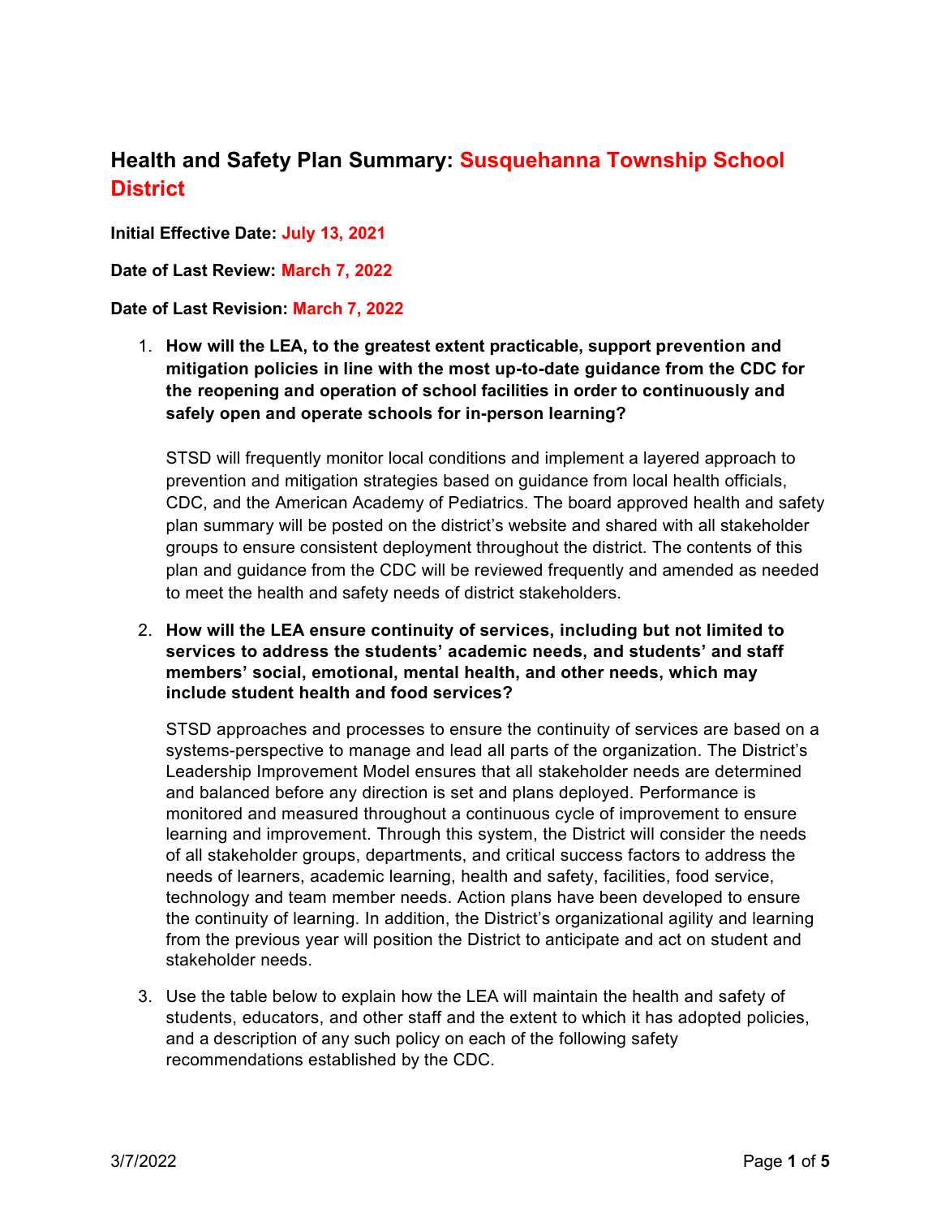# Health and Safety Plan Summary: Susquehanna Township School District

**Initial Effective Date:** July 13, 2021

**Date of Last Review:** March 7, 2022

**Date of Last Revision:** March 7, 2022

1. **How will the LEA, to the greatest extent practicable, support prevention and mitigation policies in line with the most up-to-date guidance from the CDC for the reopening and operation of school facilities in order to continuously and safely open and operate schools for in-person learning?**

   STSD will frequently monitor local conditions and implement a layered approach to prevention and mitigation strategies based on guidance from local health officials, CDC, and the American Academy of Pediatrics. The board approved health and safety plan summary will be posted on the district's website and shared with all stakeholder groups to ensure consistent deployment throughout the district. The contents of this plan and guidance from the CDC will be reviewed frequently and amended as needed to meet the health and safety needs of district stakeholders.

2. **How will the LEA ensure continuity of services, including but not limited to services to address the students' academic needs, and students' and staff members' social, emotional, mental health, and other needs, which may include student health and food services?**

   STSD approaches and processes to ensure the continuity of services are based on a systems-perspective to manage and lead all parts of the organization. The District's Leadership Improvement Model ensures that all stakeholder needs are determined and balanced before any direction is set and plans deployed. Performance is monitored and measured throughout a continuous cycle of improvement to ensure learning and improvement. Through this system, the District will consider the needs of all stakeholder groups, departments, and critical success factors to address the needs of learners, academic learning, health and safety, facilities, food service, technology and team member needs. Action plans have been developed to ensure the continuity of learning. In addition, the District's organizational agility and learning from the previous year will position the District to anticipate and act on student and stakeholder needs.

3. Use the table below to explain how the LEA will maintain the health and safety of students, educators, and other staff and the extent to which it has adopted policies, and a description of any such policy on each of the following safety recommendations established by the CDC.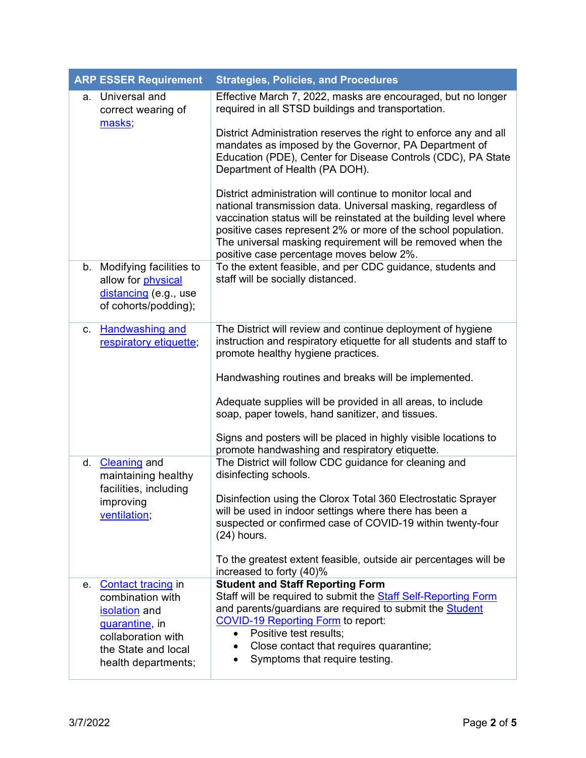| ARP ESSER Requirement | Strategies, Policies, and Procedures |
|---|---|
| a. Universal and correct wearing of masks; | Effective March 7, 2022, masks are encouraged, but no longer required in all STSD buildings and transportation.<br><br>District Administration reserves the right to enforce any and all mandates as imposed by the Governor, PA Department of Education (PDE), Center for Disease Controls (CDC), PA State Department of Health (PA DOH).<br><br>District administration will continue to monitor local and national transmission data. Universal masking, regardless of vaccination status will be reinstated at the building level where positive cases represent 2% or more of the school population. The universal masking requirement will be removed when the positive case percentage moves below 2%. |
| b. Modifying facilities to allow for physical distancing (e.g., use of cohorts/podding); | To the extent feasible, and per CDC guidance, students and staff will be socially distanced. |
| c. Handwashing and respiratory etiquette; | The District will review and continue deployment of hygiene instruction and respiratory etiquette for all students and staff to promote healthy hygiene practices.<br><br>Handwashing routines and breaks will be implemented.<br><br>Adequate supplies will be provided in all areas, to include soap, paper towels, hand sanitizer, and tissues.<br><br>Signs and posters will be placed in highly visible locations to promote handwashing and respiratory etiquette. |
| d. Cleaning and maintaining healthy facilities, including improving ventilation; | The District will follow CDC guidance for cleaning and disinfecting schools.<br><br>Disinfection using the Clorox Total 360 Electrostatic Sprayer will be used in indoor settings where there has been a suspected or confirmed case of COVID-19 within twenty-four (24) hours.<br><br>To the greatest extent feasible, outside air percentages will be increased to forty (40)% |
| e. Contact tracing in combination with isolation and quarantine, in collaboration with the State and local health departments; | **Student and Staff Reporting Form**<br>Staff will be required to submit the Staff Self-Reporting Form and parents/guardians are required to submit the Student COVID-19 Reporting Form to report:<br>• Positive test results;<br>• Close contact that requires quarantine;<br>• Symptoms that require testing. |

3/7/2022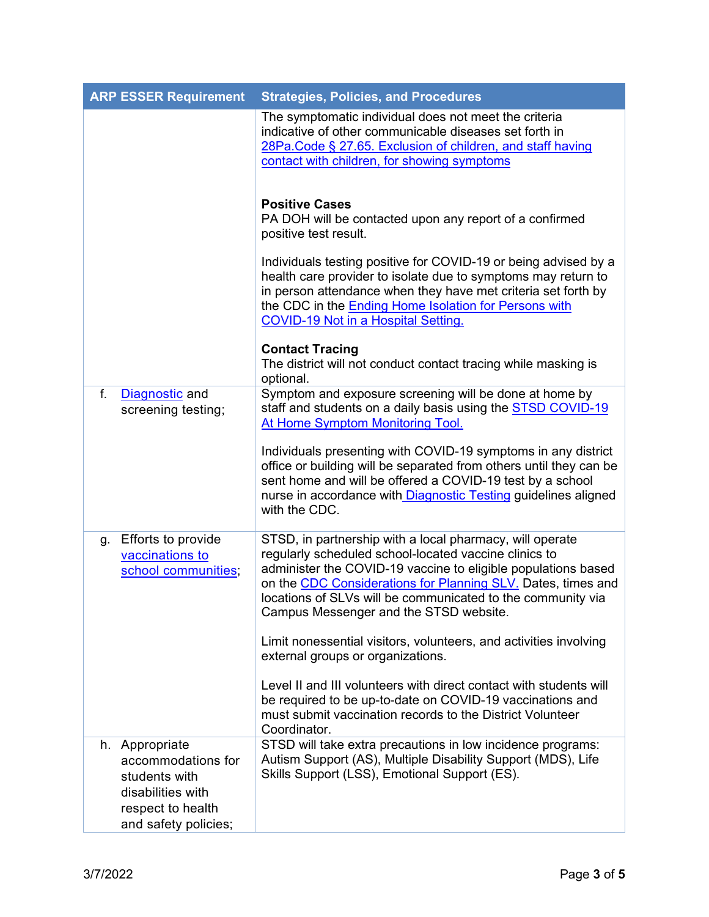| ARP ESSER Requirement | Strategies, Policies, and Procedures |
|---|---|
| | The symptomatic individual does not meet the criteria indicative of other communicable diseases set forth in [28Pa.Code § 27.65. Exclusion of children, and staff having contact with children, for showing symptoms](#)<br><br>**Positive Cases**<br>PA DOH will be contacted upon any report of a confirmed positive test result.<br><br>Individuals testing positive for COVID-19 or being advised by a health care provider to isolate due to symptoms may return to in person attendance when they have met criteria set forth by the CDC in the [Ending Home Isolation for Persons with COVID-19 Not in a Hospital Setting.](#)<br><br>**Contact Tracing**<br>The district will not conduct contact tracing while masking is optional. |
| f. [Diagnostic](#) and screening testing; | Symptom and exposure screening will be done at home by staff and students on a daily basis using the [STSD COVID-19 At Home Symptom Monitoring Tool.](#)<br><br>Individuals presenting with COVID-19 symptoms in any district office or building will be separated from others until they can be sent home and will be offered a COVID-19 test by a school nurse in accordance with [Diagnostic Testing](#) guidelines aligned with the CDC. |
| g. Efforts to provide [vaccinations to school communities](#); | STSD, in partnership with a local pharmacy, will operate regularly scheduled school-located vaccine clinics to administer the COVID-19 vaccine to eligible populations based on the [CDC Considerations for Planning SLV.](#) Dates, times and locations of SLVs will be communicated to the community via Campus Messenger and the STSD website.<br><br>Limit nonessential visitors, volunteers, and activities involving external groups or organizations.<br><br>Level II and III volunteers with direct contact with students will be required to be up-to-date on COVID-19 vaccinations and must submit vaccination records to the District Volunteer Coordinator. |
| h. Appropriate accommodations for students with disabilities with respect to health and safety policies; | STSD will take extra precautions in low incidence programs: Autism Support (AS), Multiple Disability Support (MDS), Life Skills Support (LSS), Emotional Support (ES). |

3/7/2022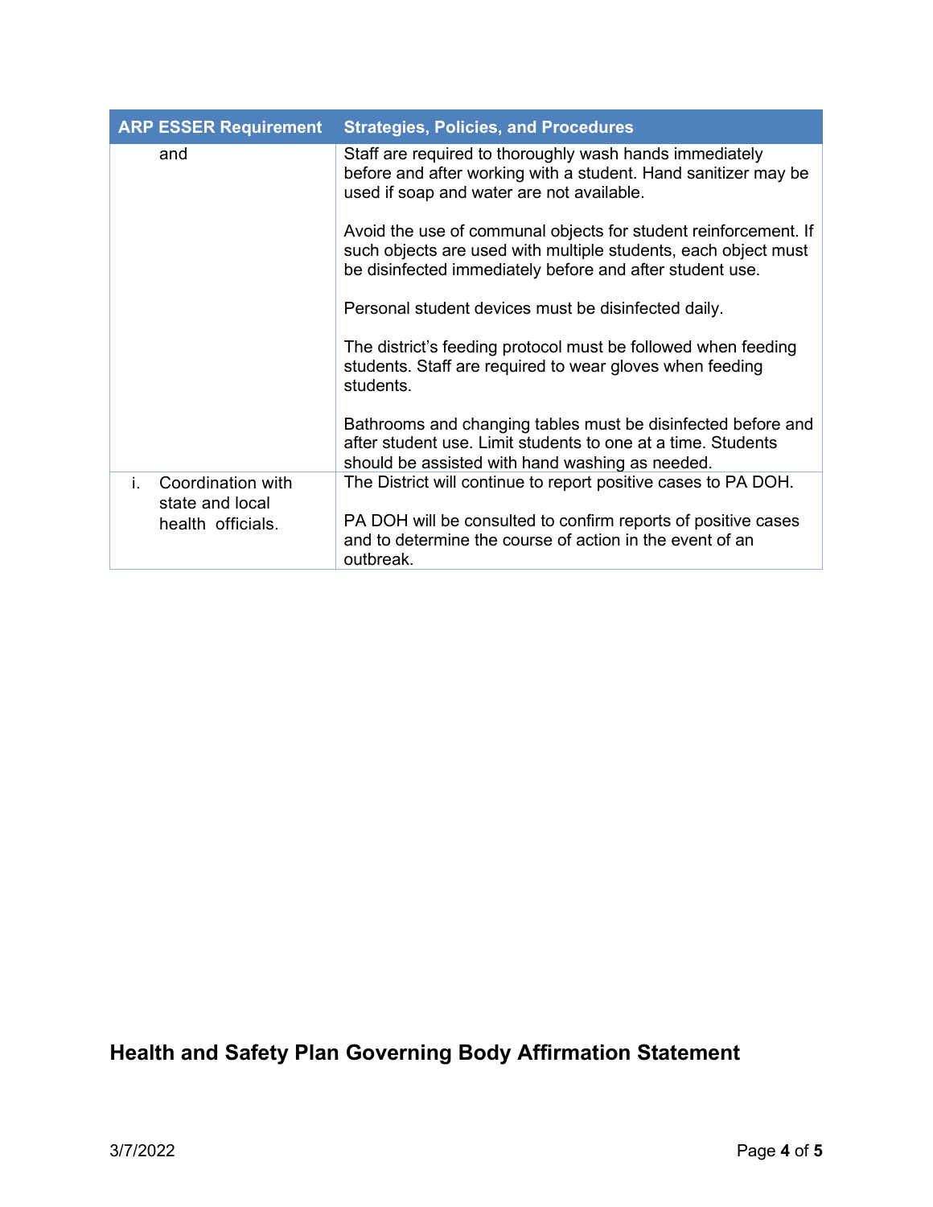| ARP ESSER Requirement | Strategies, Policies, and Procedures |
| --- | --- |
| and | Staff are required to thoroughly wash hands immediately before and after working with a student. Hand sanitizer may be used if soap and water are not available.<br><br>Avoid the use of communal objects for student reinforcement. If such objects are used with multiple students, each object must be disinfected immediately before and after student use.<br><br>Personal student devices must be disinfected daily.<br><br>The district's feeding protocol must be followed when feeding students. Staff are required to wear gloves when feeding students.<br><br>Bathrooms and changing tables must be disinfected before and after student use. Limit students to one at a time. Students should be assisted with hand washing as needed. |
| i. Coordination with state and local health officials. | The District will continue to report positive cases to PA DOH.<br><br>PA DOH will be consulted to confirm reports of positive cases and to determine the course of action in the event of an outbreak. |

## Health and Safety Plan Governing Body Affirmation Statement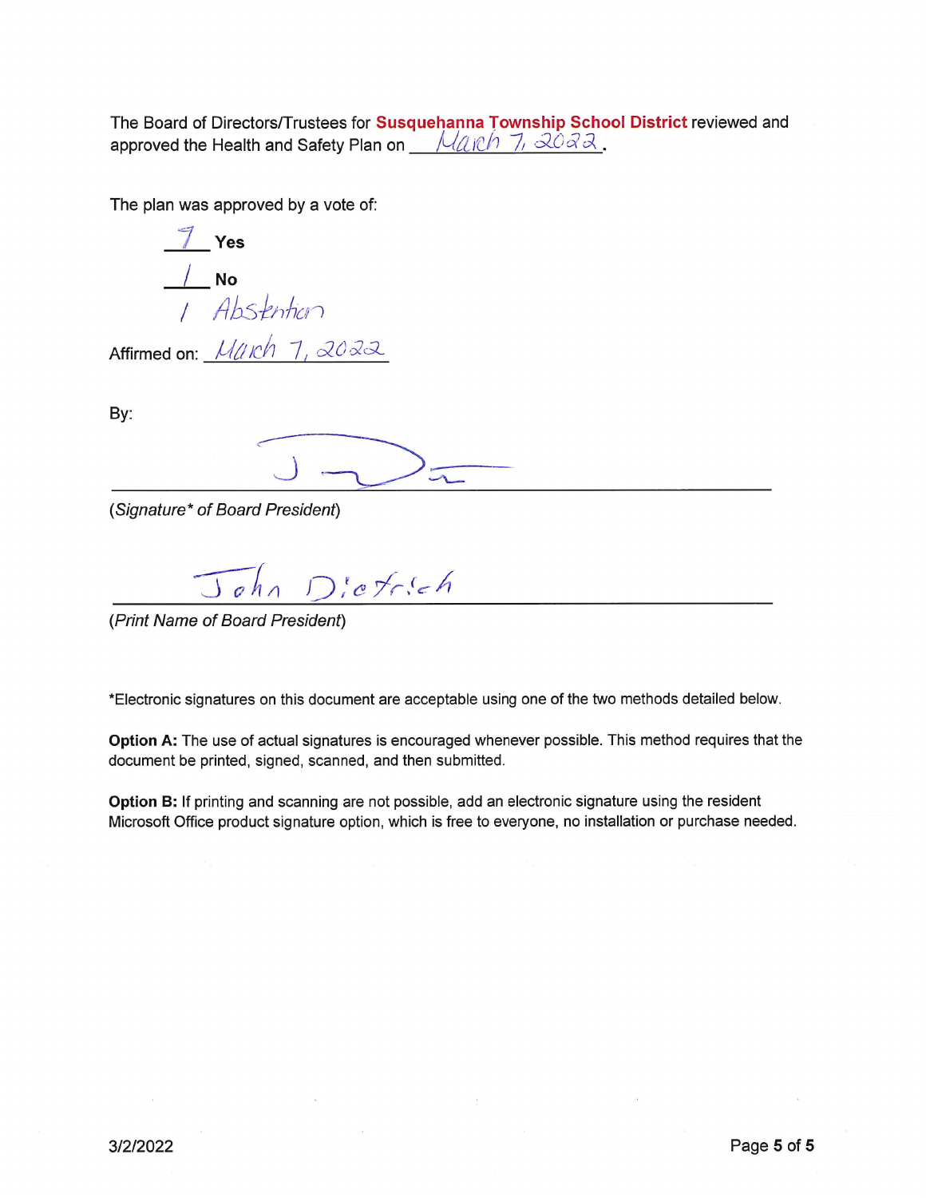The Board of Directors/Trustees for **Susquehanna Township School District** reviewed and approved the Health and Safety Plan on March 7, 2022.

The plan was approved by a vote of:

7 **Yes**

1 **No**

1 Abstention

Affirmed on: March 7, 2022

By:

(*Signature\* of Board President*)

John Dietrich

(*Print Name of Board President*)

*Electronic signatures on this document are acceptable using one of the two methods detailed below.

**Option A:** The use of actual signatures is encouraged whenever possible. This method requires that the document be printed, signed, scanned, and then submitted.

**Option B:** If printing and scanning are not possible, add an electronic signature using the resident Microsoft Office product signature option, which is free to everyone, no installation or purchase needed.

3/2/2022